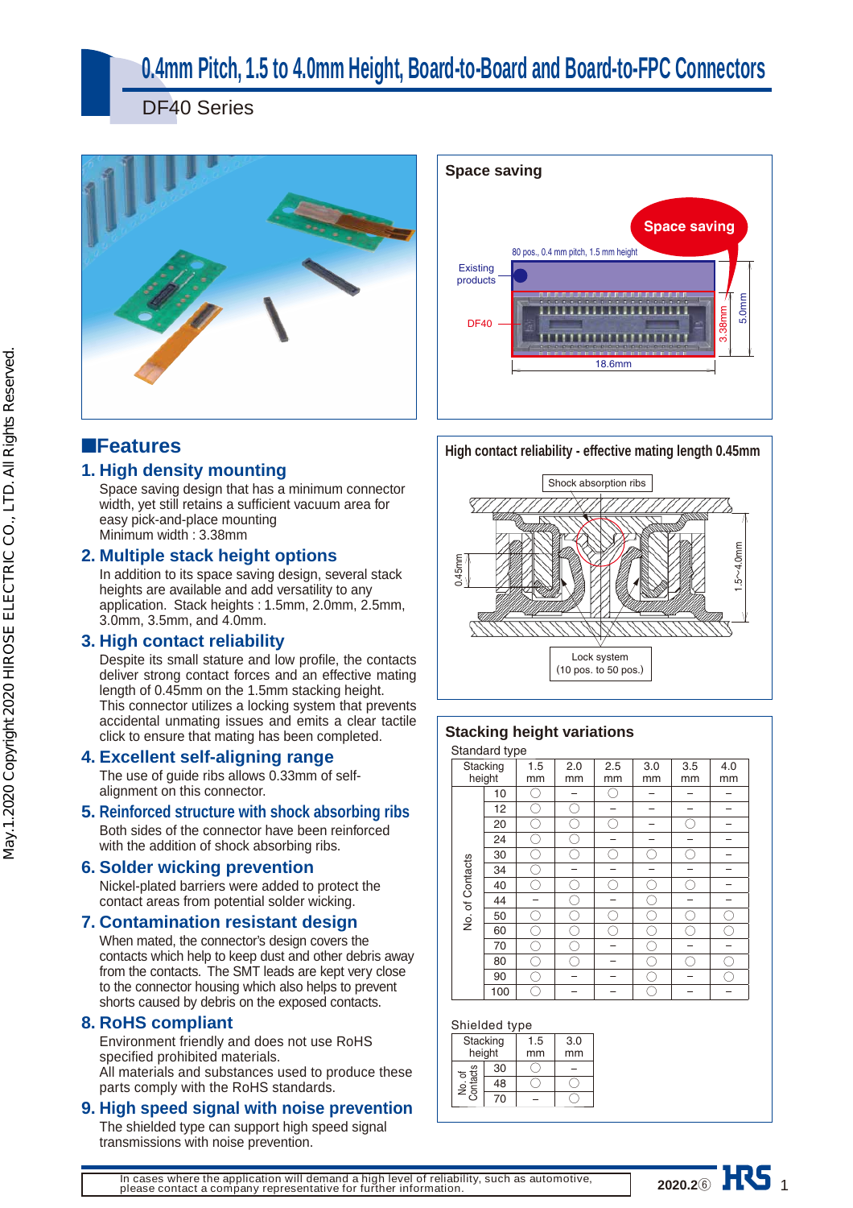# 0.4mm Pitch, 1.5 to 4.0mm Height, Board-to-Board and Board-to-FPC Connectors

## DF40 Series

## Features

### 1. High density mounting
Space saving design that has a minimum connector width, yet still retains a sufficient vacuum area for easy pick-and-place mounting
Minimum width : 3.38mm

### 2. Multiple stack height options
In addition to its space saving design, several stack heights are available and add versatility to any application. Stack heights : 1.5mm, 2.0mm, 2.5mm, 3.0mm, 3.5mm, and 4.0mm.

### 3. High contact reliability
Despite its small stature and low profile, the contacts deliver strong contact forces and an effective mating length of 0.45mm on the 1.5mm stacking height.
This connector utilizes a locking system that prevents accidental unmating issues and emits a clear tactile click to ensure that mating has been completed.

### 4. Excellent self-aligning range
The use of guide ribs allows 0.33mm of self-alignment on this connector.

### 5. Reinforced structure with shock absorbing ribs
Both sides of the connector have been reinforced with the addition of shock absorbing ribs.

### 6. Solder wicking prevention
Nickel-plated barriers were added to protect the contact areas from potential solder wicking.

### 7. Contamination resistant design
When mated, the connector's design covers the contacts which help to keep dust and other debris away from the contacts. The SMT leads are kept very close to the connector housing which also helps to prevent shorts caused by debris on the exposed contacts.

### 8. RoHS compliant
Environment friendly and does not use RoHS specified prohibited materials.
All materials and substances used to produce these parts comply with the RoHS standards.

### 9. High speed signal with noise prevention
The shielded type can support high speed signal transmissions with noise prevention.

## Space saving

Space saving

80 pos., 0.4 mm pitch, 1.5 mm height

Existing products — 5.0mm

DF40 — 3.38mm

18.6mm

## High contact reliability - effective mating length 0.45mm

Shock absorption ribs

0.45mm

1.5~4.0mm

Lock system (10 pos. to 50 pos.)

## Stacking height variations

Standard type

| No. of Contacts \ Stacking height | 1.5 mm | 2.0 mm | 2.5 mm | 3.0 mm | 3.5 mm | 4.0 mm |
|---|---|---|---|---|---|---|
| 10 | ○ | – | ○ | – | – | – |
| 12 | ○ | ○ | – | – | – | – |
| 20 | ○ | ○ | ○ | – | ○ | – |
| 24 | ○ | ○ | – | – | – | – |
| 30 | ○ | ○ | ○ | ○ | ○ | – |
| 34 | ○ | – | – | – | – | – |
| 40 | ○ | ○ | ○ | ○ | ○ | – |
| 44 | – | ○ | – | ○ | – | – |
| 50 | ○ | ○ | ○ | ○ | ○ | ○ |
| 60 | ○ | ○ | ○ | ○ | ○ | ○ |
| 70 | ○ | ○ | – | ○ | – | – |
| 80 | ○ | ○ | – | ○ | ○ | ○ |
| 90 | ○ | – | – | ○ | – | ○ |
| 100 | ○ | – | – | ○ | – | – |

Shielded type

| No. of Contacts \ Stacking height | 1.5 mm | 3.0 mm |
|---|---|---|
| 30 | ○ | – |
| 48 | ○ | ○ |
| 70 | – | ○ |

In cases where the application will demand a high level of reliability, such as automotive, please contact a company representative for further information.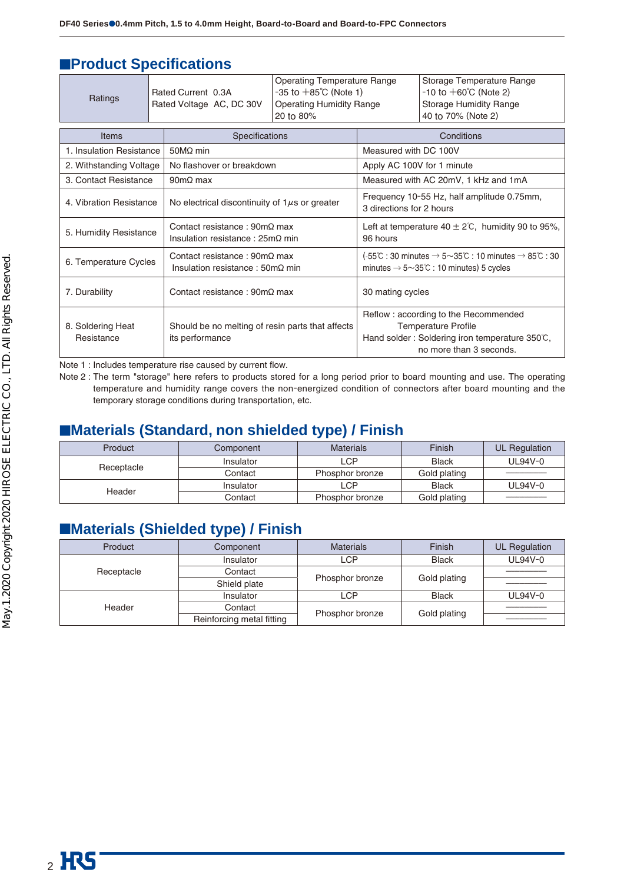## ■Product Specifications

| Ratings | Rated Current 0.3A<br>Rated Voltage AC, DC 30V | Operating Temperature Range<br>-35 to +85℃ (Note 1)<br>Operating Humidity Range<br>20 to 80% | Storage Temperature Range<br>-10 to +60℃ (Note 2)<br>Storage Humidity Range<br>40 to 70% (Note 2) |
|---|---|---|---|

| Items | Specifications | Conditions |
|---|---|---|
| 1. Insulation Resistance | 50MΩ min | Measured with DC 100V |
| 2. Withstanding Voltage | No flashover or breakdown | Apply AC 100V for 1 minute |
| 3. Contact Resistance | 90mΩ max | Measured with AC 20mV, 1 kHz and 1mA |
| 4. Vibration Resistance | No electrical discontinuity of 1μs or greater | Frequency 10-55 Hz, half amplitude 0.75mm, 3 directions for 2 hours |
| 5. Humidity Resistance | Contact resistance : 90mΩ max<br>Insulation resistance : 25mΩ min | Left at temperature 40 ± 2℃, humidity 90 to 95%, 96 hours |
| 6. Temperature Cycles | Contact resistance : 90mΩ max<br>Insulation resistance : 50mΩ min | (-55℃ : 30 minutes → 5~35℃ : 10 minutes → 85℃ : 30 minutes → 5~35℃ : 10 minutes) 5 cycles |
| 7. Durability | Contact resistance : 90mΩ max | 30 mating cycles |
| 8. Soldering Heat Resistance | Should be no melting of resin parts that affects its performance | Reflow : according to the Recommended Temperature Profile<br>Hand solder : Soldering iron temperature 350℃, no more than 3 seconds. |

Note 1 : Includes temperature rise caused by current flow.

Note 2 : The term "storage" here refers to products stored for a long period prior to board mounting and use. The operating temperature and humidity range covers the non-energized condition of connectors after board mounting and the temporary storage conditions during transportation, etc.

## ■Materials (Standard, non shielded type) / Finish

| Product | Component | Materials | Finish | UL Regulation |
|---|---|---|---|---|
| Receptacle | Insulator | LCP | Black | UL94V-0 |
| | Contact | Phosphor bronze | Gold plating | ―――― |
| Header | Insulator | LCP | Black | UL94V-0 |
| | Contact | Phosphor bronze | Gold plating | ―――― |

## ■Materials (Shielded type) / Finish

| Product | Component | Materials | Finish | UL Regulation |
|---|---|---|---|---|
| Receptacle | Insulator | LCP | Black | UL94V-0 |
| | Contact | Phosphor bronze | Gold plating | ―――― |
| | Shield plate | Phosphor bronze | Gold plating | ―――― |
| Header | Insulator | LCP | Black | UL94V-0 |
| | Contact | Phosphor bronze | Gold plating | ―――― |
| | Reinforcing metal fitting | Phosphor bronze | Gold plating | ―――― |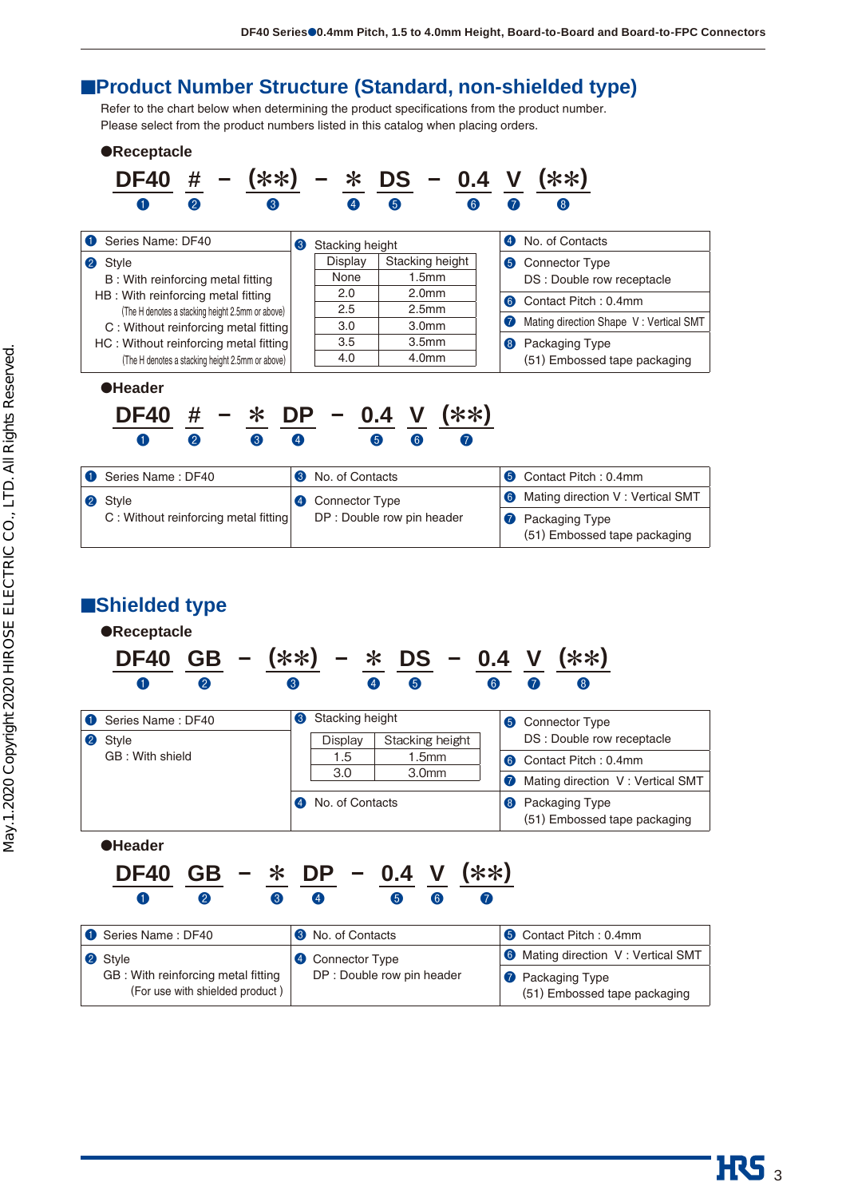## ■Product Number Structure (Standard, non-shielded type)

Refer to the chart below when determining the product specifications from the product number.
Please select from the product numbers listed in this catalog when placing orders.

### ●Receptacle

**DF40 # − (**) − * DS − 0.4 V (**)**

❶ ❷ ❸ ❹ ❺ ❻ ❼ ❽

❶ Series Name: DF40

❷ Style
- B : With reinforcing metal fitting
- HB : With reinforcing metal fitting (The H denotes a stacking height 2.5mm or above)
- C : Without reinforcing metal fitting
- HC : Without reinforcing metal fitting (The H denotes a stacking height 2.5mm or above)

❸ Stacking height

| Display | Stacking height |
|---|---|
| None | 1.5mm |
| 2.0 | 2.0mm |
| 2.5 | 2.5mm |
| 3.0 | 3.0mm |
| 3.5 | 3.5mm |
| 4.0 | 4.0mm |

❹ No. of Contacts

❺ Connector Type
DS : Double row receptacle

❻ Contact Pitch : 0.4mm

❼ Mating direction Shape V : Vertical SMT

❽ Packaging Type
(51) Embossed tape packaging

### ●Header

**DF40 # − * DP − 0.4 V (**)**

❶ ❷ ❸ ❹ ❺ ❻ ❼

❶ Series Name : DF40

❷ Style
C : Without reinforcing metal fitting

❸ No. of Contacts

❹ Connector Type
DP : Double row pin header

❺ Contact Pitch : 0.4mm

❻ Mating direction V : Vertical SMT

❼ Packaging Type
(51) Embossed tape packaging

## ■Shielded type

### ●Receptacle

**DF40 GB − (**) − * DS − 0.4 V (**)**

❶ ❷ ❸ ❹ ❺ ❻ ❼ ❽

❶ Series Name : DF40

❷ Style
GB : With shield

❸ Stacking height

| Display | Stacking height |
|---|---|
| 1.5 | 1.5mm |
| 3.0 | 3.0mm |

❹ No. of Contacts

❺ Connector Type
DS : Double row receptacle

❻ Contact Pitch : 0.4mm

❼ Mating direction V : Vertical SMT

❽ Packaging Type
(51) Embossed tape packaging

### ●Header

**DF40 GB − * DP − 0.4 V (**)**

❶ ❷ ❸ ❹ ❺ ❻ ❼

❶ Series Name : DF40

❷ Style
GB : With reinforcing metal fitting
(For use with shielded product )

❸ No. of Contacts

❹ Connector Type
DP : Double row pin header

❺ Contact Pitch : 0.4mm

❻ Mating direction V : Vertical SMT

❼ Packaging Type
(51) Embossed tape packaging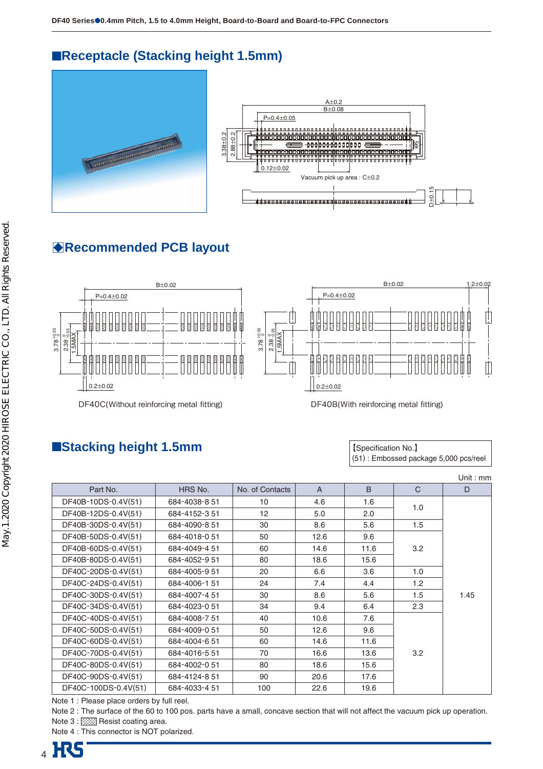## ■Receptacle (Stacking height 1.5mm)

## ◆Recommended PCB layout

DF40C(Without reinforcing metal fitting)

DF40B(With reinforcing metal fitting)

## ■Stacking height 1.5mm

【Specification No.】
(51) : Embossed package 5,000 pcs/reel

Unit : mm

| Part No. | HRS No. | No. of Contacts | A | B | C | D |
|---|---|---|---|---|---|---|
| DF40B-10DS-0.4V(51) | 684-4038-8 51 | 10 | 4.6 | 1.6 | 1.0 | 1.45 |
| DF40B-12DS-0.4V(51) | 684-4152-3 51 | 12 | 5.0 | 2.0 | | |
| DF40B-30DS-0.4V(51) | 684-4090-8 51 | 30 | 8.6 | 5.6 | 1.5 | |
| DF40B-50DS-0.4V(51) | 684-4018-0 51 | 50 | 12.6 | 9.6 | 3.2 | |
| DF40B-60DS-0.4V(51) | 684-4049-4 51 | 60 | 14.6 | 11.6 | | |
| DF40B-80DS-0.4V(51) | 684-4052-9 51 | 80 | 18.6 | 15.6 | | |
| DF40C-20DS-0.4V(51) | 684-4005-9 51 | 20 | 6.6 | 3.6 | 1.0 | |
| DF40C-24DS-0.4V(51) | 684-4006-1 51 | 24 | 7.4 | 4.4 | 1.2 | |
| DF40C-30DS-0.4V(51) | 684-4007-4 51 | 30 | 8.6 | 5.6 | 1.5 | |
| DF40C-34DS-0.4V(51) | 684-4023-0 51 | 34 | 9.4 | 6.4 | 2.3 | |
| DF40C-40DS-0.4V(51) | 684-4008-7 51 | 40 | 10.6 | 7.6 | 3.2 | |
| DF40C-50DS-0.4V(51) | 684-4009-0 51 | 50 | 12.6 | 9.6 | | |
| DF40C-60DS-0.4V(51) | 684-4004-6 51 | 60 | 14.6 | 11.6 | | |
| DF40C-70DS-0.4V(51) | 684-4016-5 51 | 70 | 16.6 | 13.6 | | |
| DF40C-80DS-0.4V(51) | 684-4002-0 51 | 80 | 18.6 | 15.6 | | |
| DF40C-90DS-0.4V(51) | 684-4124-8 51 | 90 | 20.6 | 17.6 | | |
| DF40C-100DS-0.4V(51) | 684-4033-4 51 | 100 | 22.6 | 19.6 | | |

Note 1 : Please place orders by full reel.
Note 2 : The surface of the 60 to 100 pos. parts have a small, concave section that will not affect the vacuum pick up operation.
Note 3 : ▨ Resist coating area.
Note 4 : This connector is NOT polarized.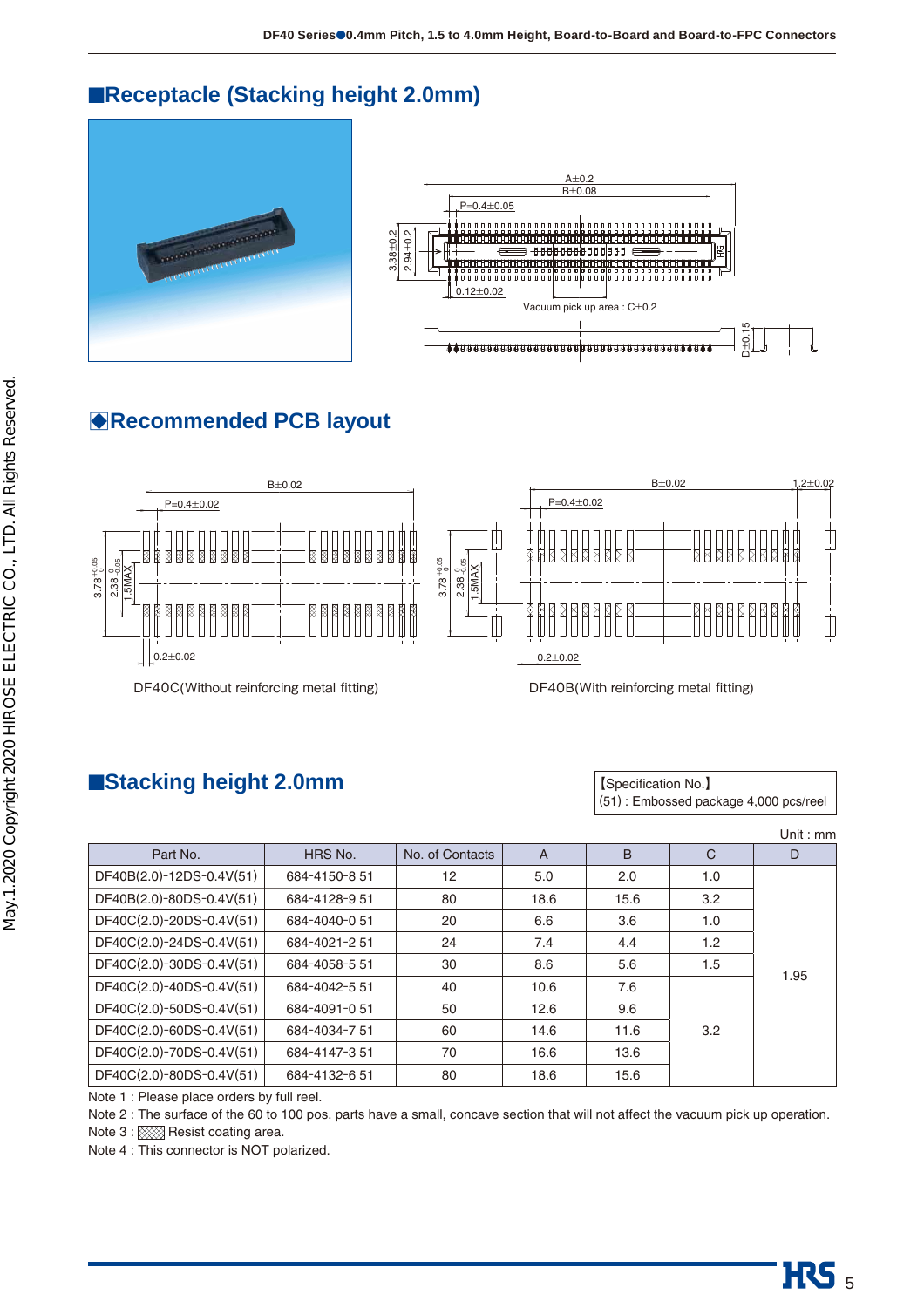## ■Receptacle (Stacking height 2.0mm)

## ◆Recommended PCB layout

DF40C(Without reinforcing metal fitting)

DF40B(With reinforcing metal fitting)

## ■Stacking height 2.0mm

【Specification No.】
(51) : Embossed package 4,000 pcs/reel

Unit : mm

| Part No. | HRS No. | No. of Contacts | A | B | C | D |
|---|---|---|---|---|---|---|
| DF40B(2.0)-12DS-0.4V(51) | 684-4150-8 51 | 12 | 5.0 | 2.0 | 1.0 | 1.95 |
| DF40B(2.0)-80DS-0.4V(51) | 684-4128-9 51 | 80 | 18.6 | 15.6 | 3.2 | 1.95 |
| DF40C(2.0)-20DS-0.4V(51) | 684-4040-0 51 | 20 | 6.6 | 3.6 | 1.0 | 1.95 |
| DF40C(2.0)-24DS-0.4V(51) | 684-4021-2 51 | 24 | 7.4 | 4.4 | 1.2 | 1.95 |
| DF40C(2.0)-30DS-0.4V(51) | 684-4058-5 51 | 30 | 8.6 | 5.6 | 1.5 | 1.95 |
| DF40C(2.0)-40DS-0.4V(51) | 684-4042-5 51 | 40 | 10.6 | 7.6 | 3.2 | 1.95 |
| DF40C(2.0)-50DS-0.4V(51) | 684-4091-0 51 | 50 | 12.6 | 9.6 | 3.2 | 1.95 |
| DF40C(2.0)-60DS-0.4V(51) | 684-4034-7 51 | 60 | 14.6 | 11.6 | 3.2 | 1.95 |
| DF40C(2.0)-70DS-0.4V(51) | 684-4147-3 51 | 70 | 16.6 | 13.6 | 3.2 | 1.95 |
| DF40C(2.0)-80DS-0.4V(51) | 684-4132-6 51 | 80 | 18.6 | 15.6 | 3.2 | 1.95 |

Note 1 : Please place orders by full reel.

Note 2 : The surface of the 60 to 100 pos. parts have a small, concave section that will not affect the vacuum pick up operation.

Note 3 : ▨ Resist coating area.

Note 4 : This connector is NOT polarized.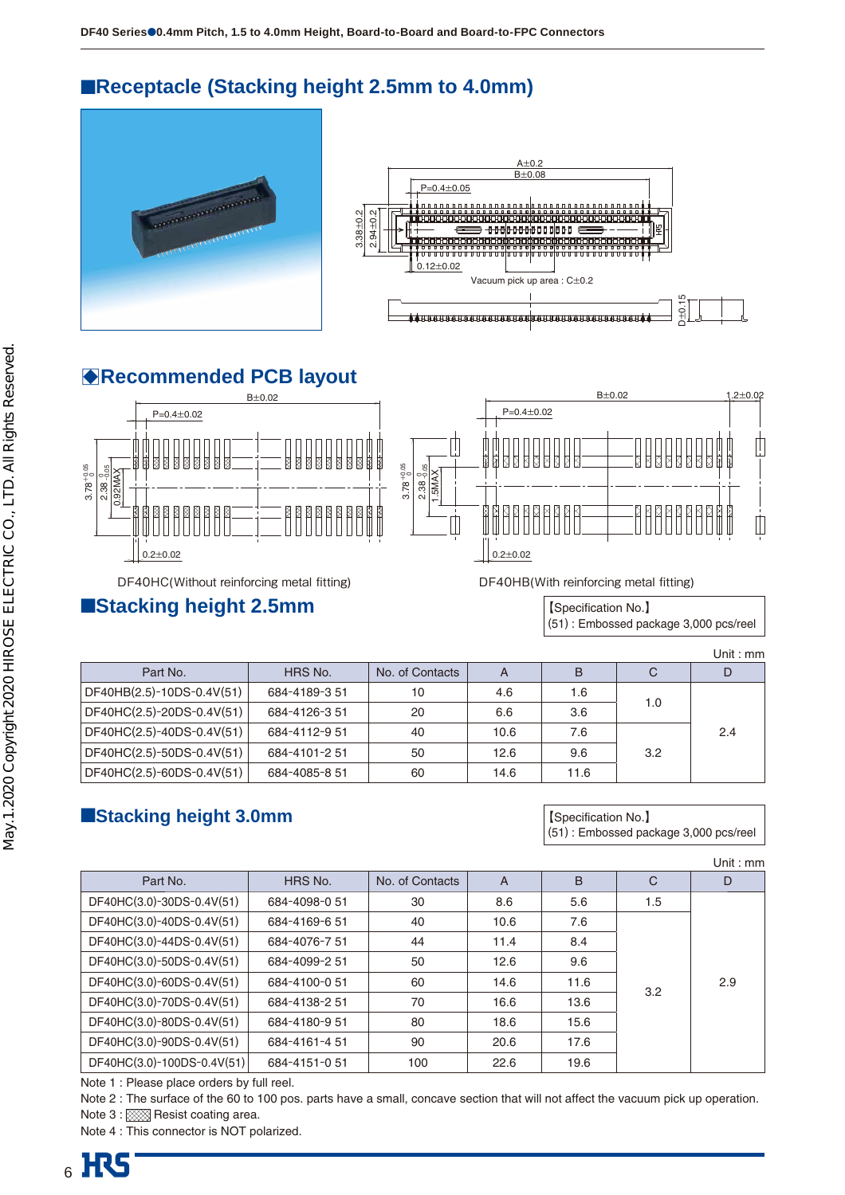## ■Receptacle (Stacking height 2.5mm to 4.0mm)

A±0.2
B±0.08
P=0.4±0.05
3.38±0.2
2.94±0.2
0.12±0.02
Vacuum pick up area : C±0.2
D±0.15

## ◆Recommended PCB layout

B±0.02
P=0.4±0.02
3.78 +0.05/0
2.38 0/-0.05
0.92MAX
0.2±0.02

DF40HC(Without reinforcing metal fitting)

B±0.02
1.2±0.02
P=0.4±0.02
3.78 +0.05/0
2.38 0/-0.05
1.5MAX
0.2±0.02

DF40HB(With reinforcing metal fitting)

## ■Stacking height 2.5mm

【Specification No.】
(51) : Embossed package 3,000 pcs/reel

Unit : mm

| Part No. | HRS No. | No. of Contacts | A | B | C | D |
|---|---|---|---|---|---|---|
| DF40HB(2.5)-10DS-0.4V(51) | 684-4189-3 51 | 10 | 4.6 | 1.6 | 1.0 | 2.4 |
| DF40HC(2.5)-20DS-0.4V(51) | 684-4126-3 51 | 20 | 6.6 | 3.6 | | |
| DF40HC(2.5)-40DS-0.4V(51) | 684-4112-9 51 | 40 | 10.6 | 7.6 | 3.2 | |
| DF40HC(2.5)-50DS-0.4V(51) | 684-4101-2 51 | 50 | 12.6 | 9.6 | | |
| DF40HC(2.5)-60DS-0.4V(51) | 684-4085-8 51 | 60 | 14.6 | 11.6 | | |

## ■Stacking height 3.0mm

【Specification No.】
(51) : Embossed package 3,000 pcs/reel

Unit : mm

| Part No. | HRS No. | No. of Contacts | A | B | C | D |
|---|---|---|---|---|---|---|
| DF40HC(3.0)-30DS-0.4V(51) | 684-4098-0 51 | 30 | 8.6 | 5.6 | 1.5 | 2.9 |
| DF40HC(3.0)-40DS-0.4V(51) | 684-4169-6 51 | 40 | 10.6 | 7.6 | 3.2 | |
| DF40HC(3.0)-44DS-0.4V(51) | 684-4076-7 51 | 44 | 11.4 | 8.4 | | |
| DF40HC(3.0)-50DS-0.4V(51) | 684-4099-2 51 | 50 | 12.6 | 9.6 | | |
| DF40HC(3.0)-60DS-0.4V(51) | 684-4100-0 51 | 60 | 14.6 | 11.6 | | |
| DF40HC(3.0)-70DS-0.4V(51) | 684-4138-2 51 | 70 | 16.6 | 13.6 | | |
| DF40HC(3.0)-80DS-0.4V(51) | 684-4180-9 51 | 80 | 18.6 | 15.6 | | |
| DF40HC(3.0)-90DS-0.4V(51) | 684-4161-4 51 | 90 | 20.6 | 17.6 | | |
| DF40HC(3.0)-100DS-0.4V(51) | 684-4151-0 51 | 100 | 22.6 | 19.6 | | |

Note 1 : Please place orders by full reel.
Note 2 : The surface of the 60 to 100 pos. parts have a small, concave section that will not affect the vacuum pick up operation.
Note 3 : ▨ Resist coating area.
Note 4 : This connector is NOT polarized.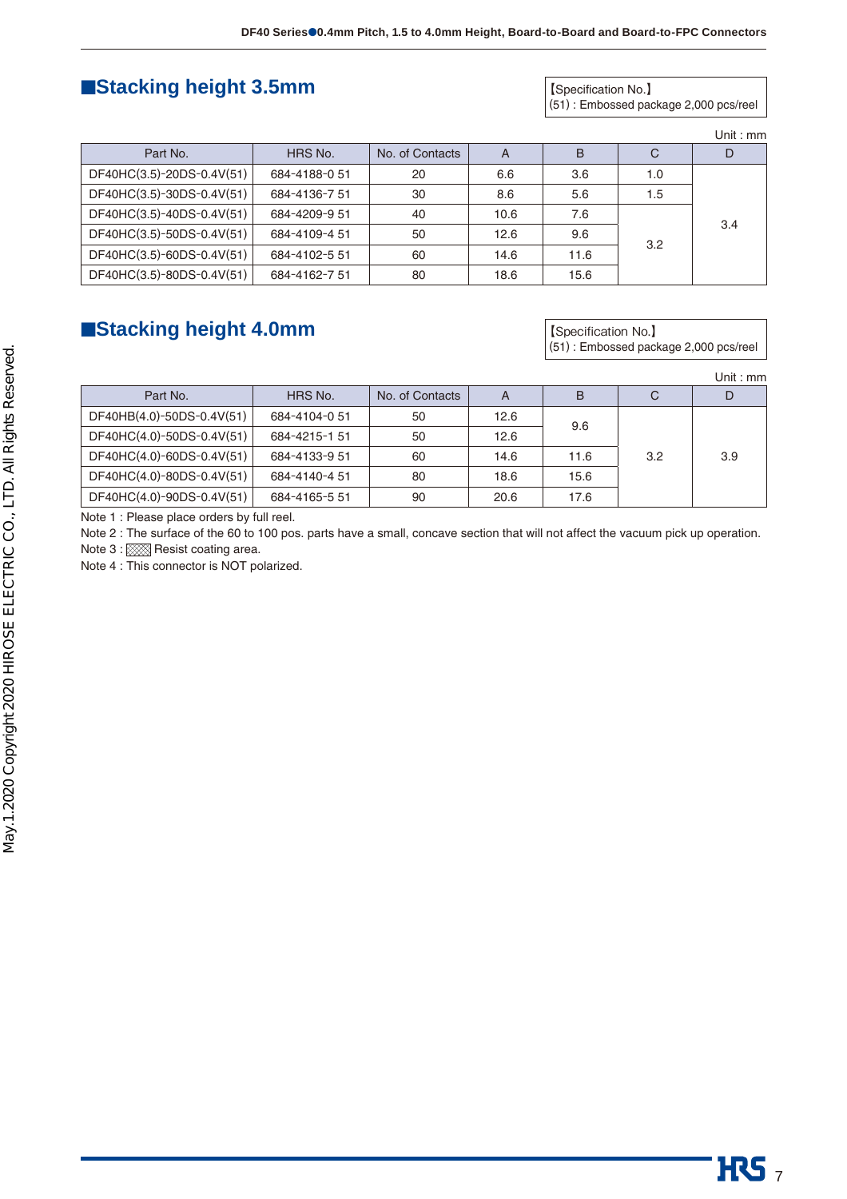## ■Stacking height 3.5mm

【Specification No.】
(51) : Embossed package 2,000 pcs/reel

Unit : mm

| Part No. | HRS No. | No. of Contacts | A | B | C | D |
|---|---|---|---|---|---|---|
| DF40HC(3.5)-20DS-0.4V(51) | 684-4188-0 51 | 20 | 6.6 | 3.6 | 1.0 | 3.4 |
| DF40HC(3.5)-30DS-0.4V(51) | 684-4136-7 51 | 30 | 8.6 | 5.6 | 1.5 | 3.4 |
| DF40HC(3.5)-40DS-0.4V(51) | 684-4209-9 51 | 40 | 10.6 | 7.6 | 3.2 | 3.4 |
| DF40HC(3.5)-50DS-0.4V(51) | 684-4109-4 51 | 50 | 12.6 | 9.6 | 3.2 | 3.4 |
| DF40HC(3.5)-60DS-0.4V(51) | 684-4102-5 51 | 60 | 14.6 | 11.6 | 3.2 | 3.4 |
| DF40HC(3.5)-80DS-0.4V(51) | 684-4162-7 51 | 80 | 18.6 | 15.6 | 3.2 | 3.4 |

## ■Stacking height 4.0mm

【Specification No.】
(51) : Embossed package 2,000 pcs/reel

Unit : mm

| Part No. | HRS No. | No. of Contacts | A | B | C | D |
|---|---|---|---|---|---|---|
| DF40HB(4.0)-50DS-0.4V(51) | 684-4104-0 51 | 50 | 12.6 | 9.6 | 3.2 | 3.9 |
| DF40HC(4.0)-50DS-0.4V(51) | 684-4215-1 51 | 50 | 12.6 | 9.6 | 3.2 | 3.9 |
| DF40HC(4.0)-60DS-0.4V(51) | 684-4133-9 51 | 60 | 14.6 | 11.6 | 3.2 | 3.9 |
| DF40HC(4.0)-80DS-0.4V(51) | 684-4140-4 51 | 80 | 18.6 | 15.6 | 3.2 | 3.9 |
| DF40HC(4.0)-90DS-0.4V(51) | 684-4165-5 51 | 90 | 20.6 | 17.6 | 3.2 | 3.9 |

Note 1 : Please place orders by full reel.

Note 2 : The surface of the 60 to 100 pos. parts have a small, concave section that will not affect the vacuum pick up operation.

Note 3 : ▨ Resist coating area.

Note 4 : This connector is NOT polarized.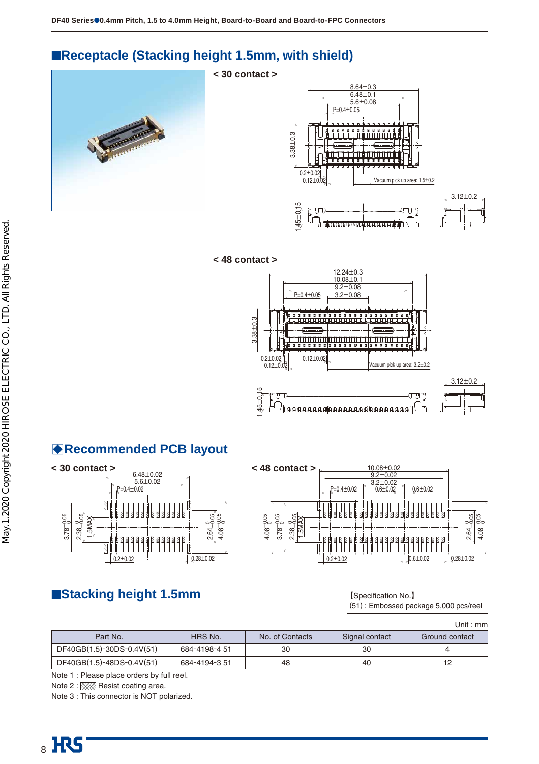## ■Receptacle (Stacking height 1.5mm, with shield)

< 30 contact >

< 48 contact >

## ◆Recommended PCB layout

< 30 contact >

< 48 contact >

## ■Stacking height 1.5mm

【Specification No.】
(51) : Embossed package 5,000 pcs/reel

Unit : mm

| Part No. | HRS No. | No. of Contacts | Signal contact | Ground contact |
|---|---|---|---|---|
| DF40GB(1.5)-30DS-0.4V(51) | 684-4198-4 51 | 30 | 30 | 4 |
| DF40GB(1.5)-48DS-0.4V(51) | 684-4194-3 51 | 48 | 40 | 12 |

Note 1 : Please place orders by full reel.

Note 2 : ▨ Resist coating area.

Note 3 : This connector is NOT polarized.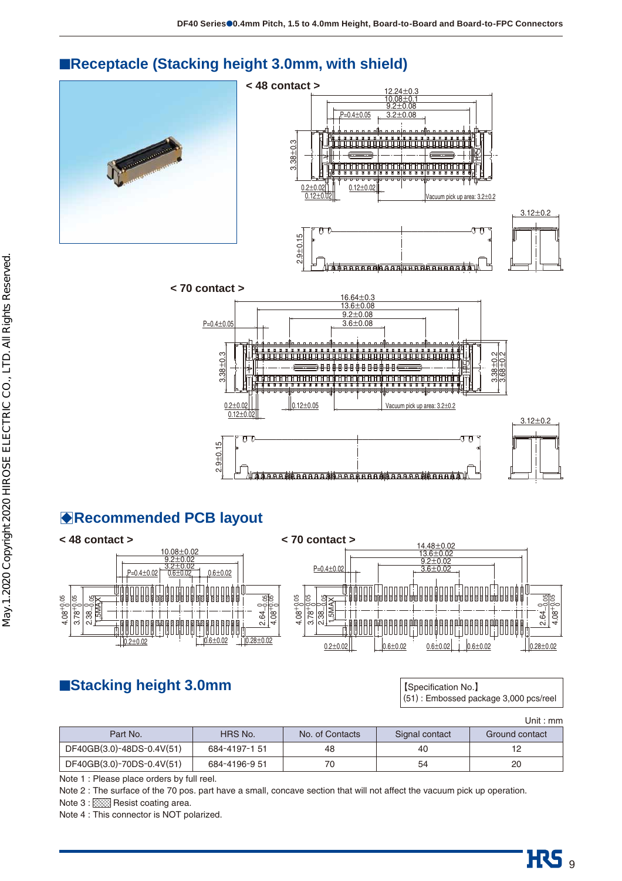## ■Receptacle (Stacking height 3.0mm, with shield)

< 48 contact >

< 70 contact >

## ◆Recommended PCB layout

< 48 contact >

< 70 contact >

## ■Stacking height 3.0mm

【Specification No.】
(51) : Embossed package 3,000 pcs/reel

Unit : mm

| Part No. | HRS No. | No. of Contacts | Signal contact | Ground contact |
|---|---|---|---|---|
| DF40GB(3.0)-48DS-0.4V(51) | 684-4197-1 51 | 48 | 40 | 12 |
| DF40GB(3.0)-70DS-0.4V(51) | 684-4196-9 51 | 70 | 54 | 20 |

Note 1 : Please place orders by full reel.

Note 2 : The surface of the 70 pos. part have a small, concave section that will not affect the vacuum pick up operation.

Note 3 : ▨ Resist coating area.

Note 4 : This connector is NOT polarized.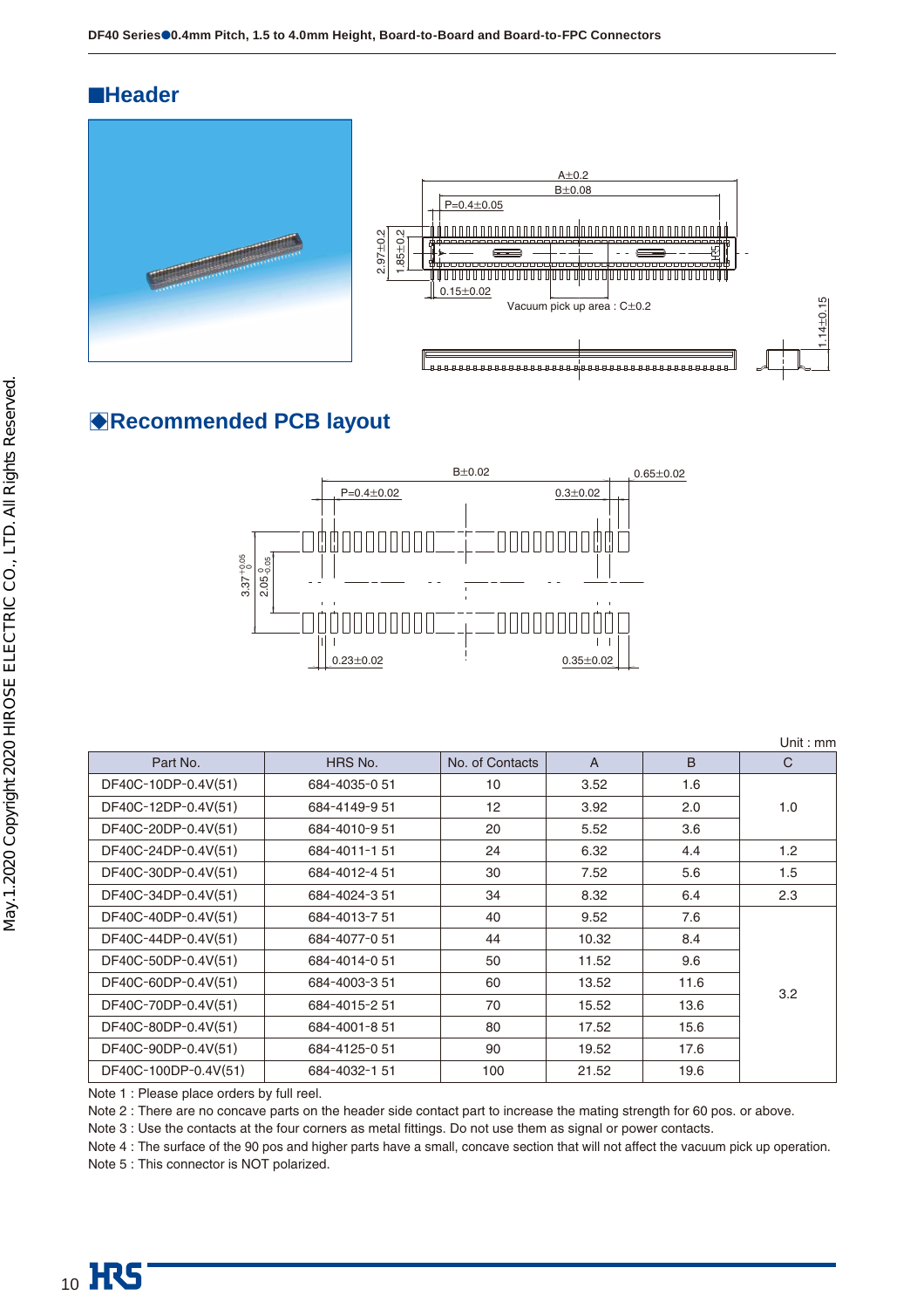## ■Header

## ◆Recommended PCB layout

Unit : mm

| Part No. | HRS No. | No. of Contacts | A | B | C |
|---|---|---|---|---|---|
| DF40C-10DP-0.4V(51) | 684-4035-0 51 | 10 | 3.52 | 1.6 | 1.0 |
| DF40C-12DP-0.4V(51) | 684-4149-9 51 | 12 | 3.92 | 2.0 | |
| DF40C-20DP-0.4V(51) | 684-4010-9 51 | 20 | 5.52 | 3.6 | |
| DF40C-24DP-0.4V(51) | 684-4011-1 51 | 24 | 6.32 | 4.4 | 1.2 |
| DF40C-30DP-0.4V(51) | 684-4012-4 51 | 30 | 7.52 | 5.6 | 1.5 |
| DF40C-34DP-0.4V(51) | 684-4024-3 51 | 34 | 8.32 | 6.4 | 2.3 |
| DF40C-40DP-0.4V(51) | 684-4013-7 51 | 40 | 9.52 | 7.6 | 3.2 |
| DF40C-44DP-0.4V(51) | 684-4077-0 51 | 44 | 10.32 | 8.4 | |
| DF40C-50DP-0.4V(51) | 684-4014-0 51 | 50 | 11.52 | 9.6 | |
| DF40C-60DP-0.4V(51) | 684-4003-3 51 | 60 | 13.52 | 11.6 | |
| DF40C-70DP-0.4V(51) | 684-4015-2 51 | 70 | 15.52 | 13.6 | |
| DF40C-80DP-0.4V(51) | 684-4001-8 51 | 80 | 17.52 | 15.6 | |
| DF40C-90DP-0.4V(51) | 684-4125-0 51 | 90 | 19.52 | 17.6 | |
| DF40C-100DP-0.4V(51) | 684-4032-1 51 | 100 | 21.52 | 19.6 | |

Note 1 : Please place orders by full reel.
Note 2 : There are no concave parts on the header side contact part to increase the mating strength for 60 pos. or above.
Note 3 : Use the contacts at the four corners as metal fittings. Do not use them as signal or power contacts.
Note 4 : The surface of the 90 pos and higher parts have a small, concave section that will not affect the vacuum pick up operation.
Note 5 : This connector is NOT polarized.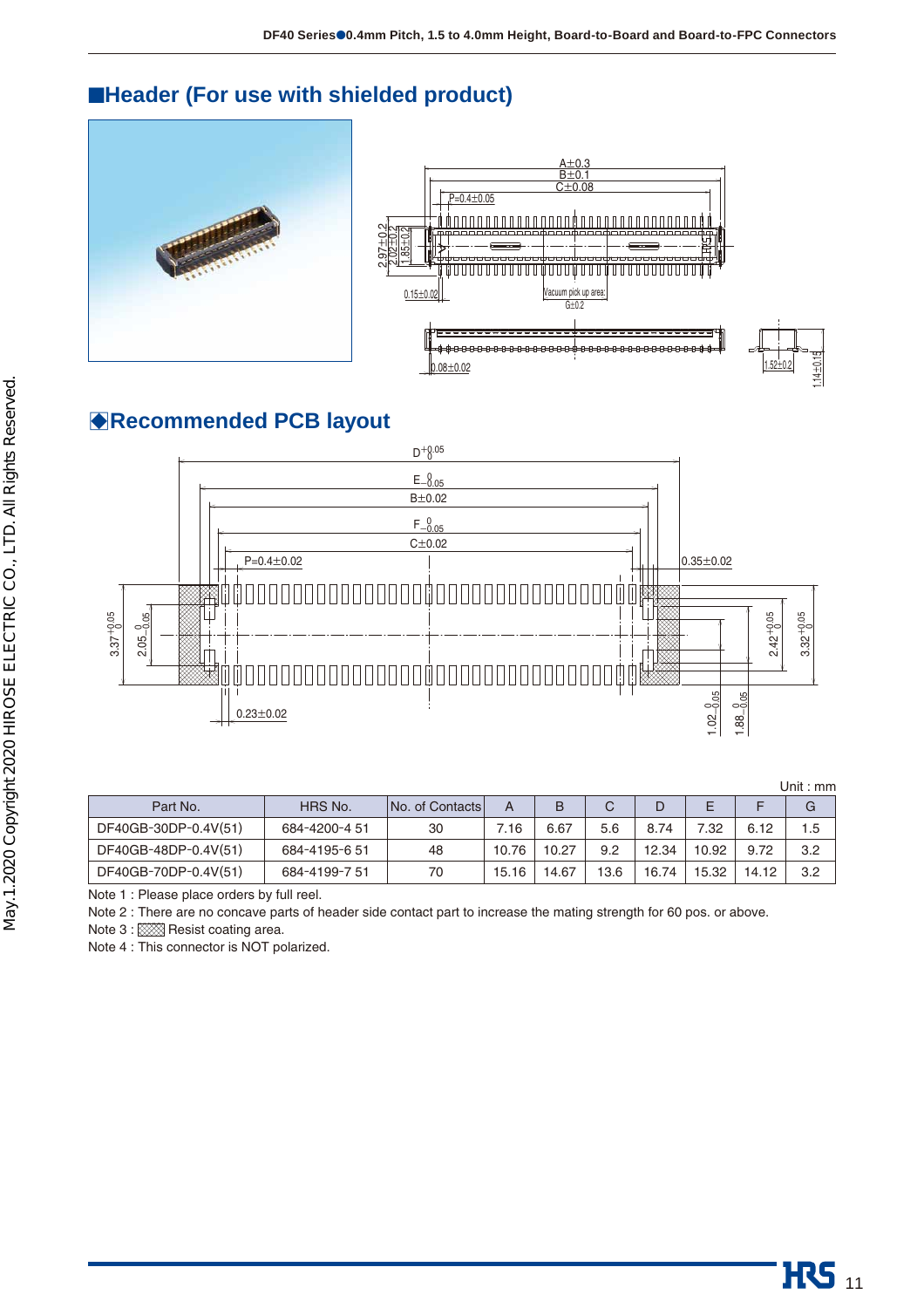## ■Header (For use with shielded product)

## ◆Recommended PCB layout

Unit : mm

| Part No. | HRS No. | No. of Contacts | A | B | C | D | E | F | G |
|---|---|---|---|---|---|---|---|---|---|
| DF40GB-30DP-0.4V(51) | 684-4200-4 51 | 30 | 7.16 | 6.67 | 5.6 | 8.74 | 7.32 | 6.12 | 1.5 |
| DF40GB-48DP-0.4V(51) | 684-4195-6 51 | 48 | 10.76 | 10.27 | 9.2 | 12.34 | 10.92 | 9.72 | 3.2 |
| DF40GB-70DP-0.4V(51) | 684-4199-7 51 | 70 | 15.16 | 14.67 | 13.6 | 16.74 | 15.32 | 14.12 | 3.2 |

Note 1 : Please place orders by full reel.

Note 2 : There are no concave parts of header side contact part to increase the mating strength for 60 pos. or above.

Note 3 : ▨ Resist coating area.

Note 4 : This connector is NOT polarized.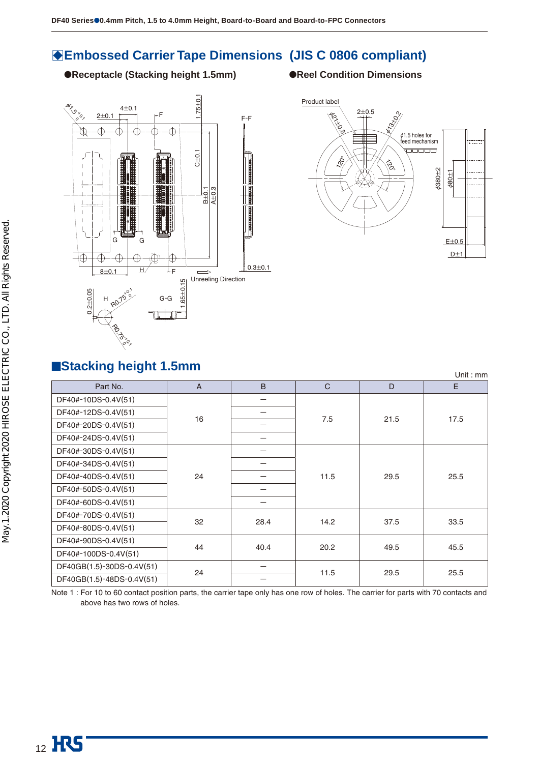## ◆Embossed Carrier Tape Dimensions (JIS C 0806 compliant)

●Receptacle (Stacking height 1.5mm)

●Reel Condition Dimensions

## ■Stacking height 1.5mm

Unit : mm

| Part No. | A | B | C | D | E |
|---|---|---|---|---|---|
| DF40#-10DS-0.4V(51) | 16 | — | 7.5 | 21.5 | 17.5 |
| DF40#-12DS-0.4V(51) | | — | | | |
| DF40#-20DS-0.4V(51) | | — | | | |
| DF40#-24DS-0.4V(51) | | — | | | |
| DF40#-30DS-0.4V(51) | 24 | — | 11.5 | 29.5 | 25.5 |
| DF40#-34DS-0.4V(51) | | — | | | |
| DF40#-40DS-0.4V(51) | | — | | | |
| DF40#-50DS-0.4V(51) | | — | | | |
| DF40#-60DS-0.4V(51) | | — | | | |
| DF40#-70DS-0.4V(51) | 32 | 28.4 | 14.2 | 37.5 | 33.5 |
| DF40#-80DS-0.4V(51) | | | | | |
| DF40#-90DS-0.4V(51) | 44 | 40.4 | 20.2 | 49.5 | 45.5 |
| DF40#-100DS-0.4V(51) | | | | | |
| DF40GB(1.5)-30DS-0.4V(51) | 24 | — | 11.5 | 29.5 | 25.5 |
| DF40GB(1.5)-48DS-0.4V(51) | | — | | | |

Note 1 : For 10 to 60 contact position parts, the carrier tape only has one row of holes. The carrier for parts with 70 contacts and above has two rows of holes.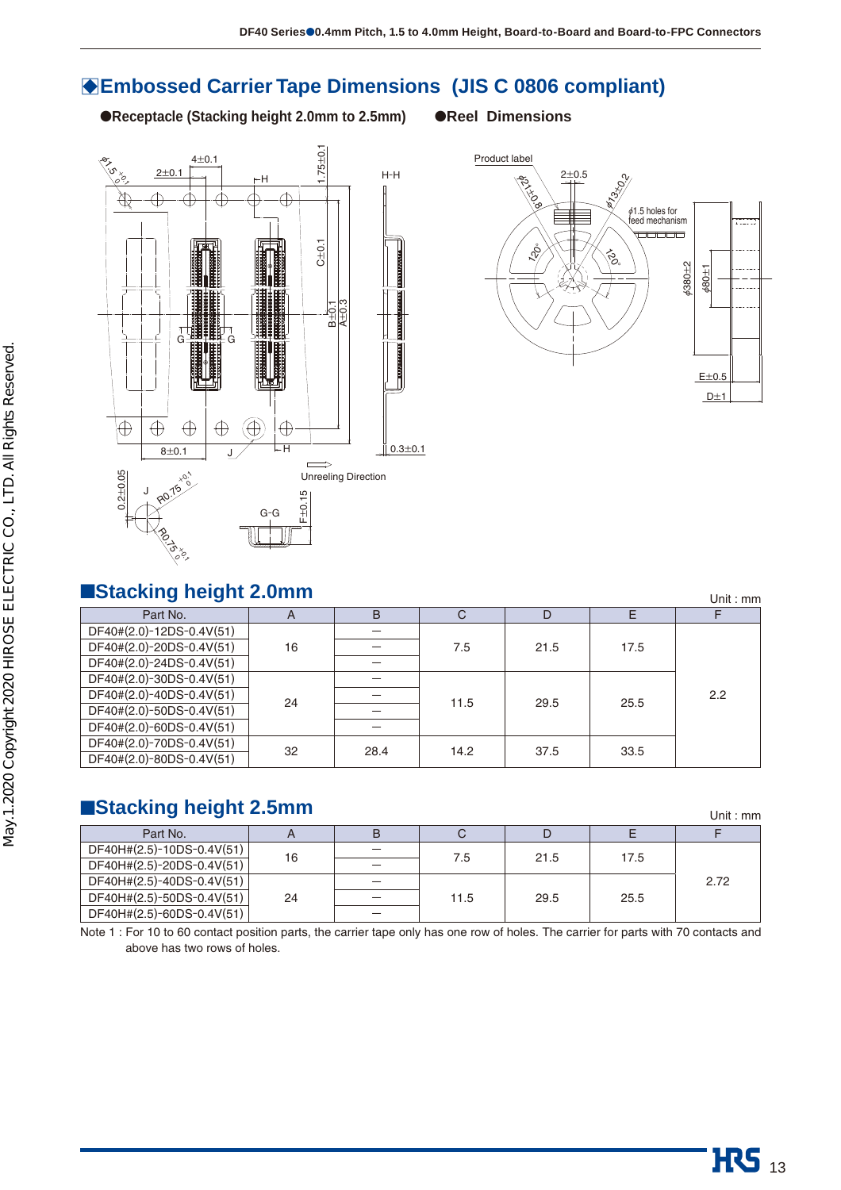## ◈Embossed Carrier Tape Dimensions (JIS C 0806 compliant)

●Receptacle (Stacking height 2.0mm to 2.5mm) ●Reel Dimensions

## ■Stacking height 2.0mm

Unit : mm

| Part No. | A | B | C | D | E | F |
|---|---|---|---|---|---|---|
| DF40#(2.0)-12DS-0.4V(51) | 16 | – | 7.5 | 21.5 | 17.5 | 2.2 |
| DF40#(2.0)-20DS-0.4V(51) | | – | | | | |
| DF40#(2.0)-24DS-0.4V(51) | | – | | | | |
| DF40#(2.0)-30DS-0.4V(51) | 24 | – | 11.5 | 29.5 | 25.5 | |
| DF40#(2.0)-40DS-0.4V(51) | | – | | | | |
| DF40#(2.0)-50DS-0.4V(51) | | – | | | | |
| DF40#(2.0)-60DS-0.4V(51) | | – | | | | |
| DF40#(2.0)-70DS-0.4V(51) | 32 | 28.4 | 14.2 | 37.5 | 33.5 | |
| DF40#(2.0)-80DS-0.4V(51) | | | | | | |

## ■Stacking height 2.5mm

Unit : mm

| Part No. | A | B | C | D | E | F |
|---|---|---|---|---|---|---|
| DF40H#(2.5)-10DS-0.4V(51) | 16 | – | 7.5 | 21.5 | 17.5 | 2.72 |
| DF40H#(2.5)-20DS-0.4V(51) | | – | | | | |
| DF40H#(2.5)-40DS-0.4V(51) | 24 | – | 11.5 | 29.5 | 25.5 | |
| DF40H#(2.5)-50DS-0.4V(51) | | – | | | | |
| DF40H#(2.5)-60DS-0.4V(51) | | – | | | | |

Note 1 : For 10 to 60 contact position parts, the carrier tape only has one row of holes. The carrier for parts with 70 contacts and above has two rows of holes.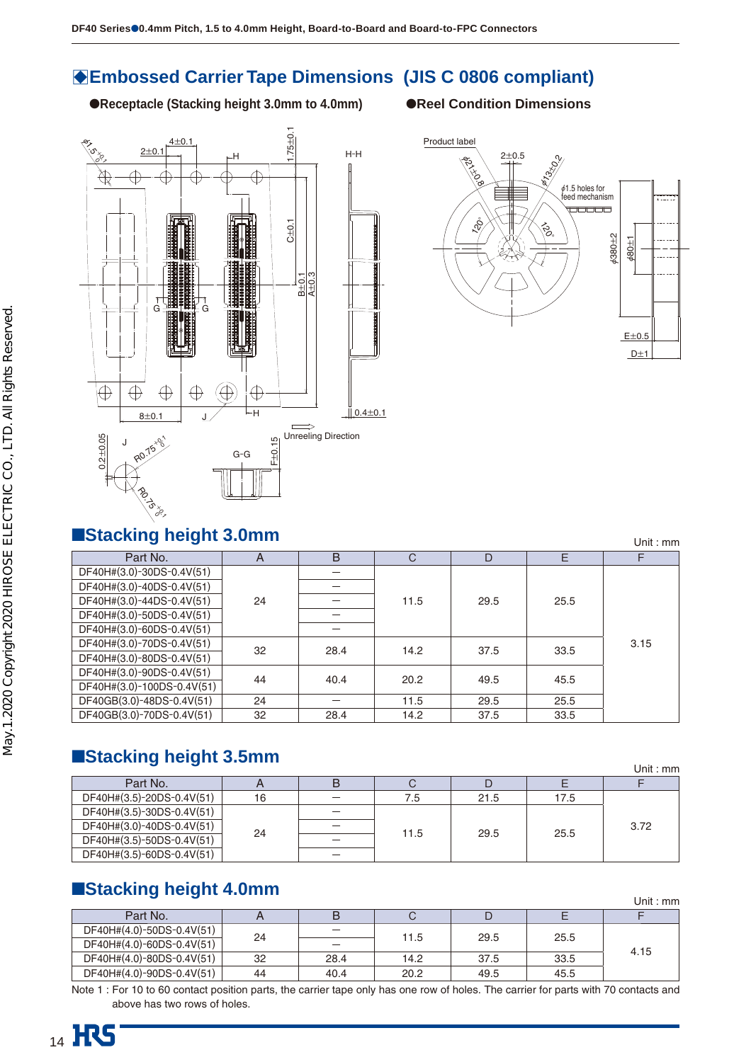## ◆Embossed Carrier Tape Dimensions (JIS C 0806 compliant)

●Receptacle (Stacking height 3.0mm to 4.0mm)

●Reel Condition Dimensions

## ■Stacking height 3.0mm

Unit : mm

| Part No. | A | B | C | D | E | F |
|---|---|---|---|---|---|---|
| DF40H#(3.0)-30DS-0.4V(51) | 24 | – | 11.5 | 29.5 | 25.5 | 3.15 |
| DF40H#(3.0)-40DS-0.4V(51) | | – | | | | |
| DF40H#(3.0)-44DS-0.4V(51) | | – | | | | |
| DF40H#(3.0)-50DS-0.4V(51) | | – | | | | |
| DF40H#(3.0)-60DS-0.4V(51) | | – | | | | |
| DF40H#(3.0)-70DS-0.4V(51) | 32 | 28.4 | 14.2 | 37.5 | 33.5 | |
| DF40H#(3.0)-80DS-0.4V(51) | | | | | | |
| DF40H#(3.0)-90DS-0.4V(51) | 44 | 40.4 | 20.2 | 49.5 | 45.5 | |
| DF40H#(3.0)-100DS-0.4V(51) | | | | | | |
| DF40GB(3.0)-48DS-0.4V(51) | 24 | – | 11.5 | 29.5 | 25.5 | |
| DF40GB(3.0)-70DS-0.4V(51) | 32 | 28.4 | 14.2 | 37.5 | 33.5 | |

## ■Stacking height 3.5mm

Unit : mm

| Part No. | A | B | C | D | E | F |
|---|---|---|---|---|---|---|
| DF40H#(3.5)-20DS-0.4V(51) | 16 | – | 7.5 | 21.5 | 17.5 | 3.72 |
| DF40H#(3.5)-30DS-0.4V(51) | 24 | – | 11.5 | 29.5 | 25.5 | |
| DF40H#(3.0)-40DS-0.4V(51) | | – | | | | |
| DF40H#(3.5)-50DS-0.4V(51) | | – | | | | |
| DF40H#(3.5)-60DS-0.4V(51) | | – | | | | |

## ■Stacking height 4.0mm

Unit : mm

| Part No. | A | B | C | D | E | F |
|---|---|---|---|---|---|---|
| DF40H#(4.0)-50DS-0.4V(51) | 24 | – | 11.5 | 29.5 | 25.5 | 4.15 |
| DF40H#(4.0)-60DS-0.4V(51) | | – | | | | |
| DF40H#(4.0)-80DS-0.4V(51) | 32 | 28.4 | 14.2 | 37.5 | 33.5 | |
| DF40H#(4.0)-90DS-0.4V(51) | 44 | 40.4 | 20.2 | 49.5 | 45.5 | |

Note 1 : For 10 to 60 contact position parts, the carrier tape only has one row of holes. The carrier for parts with 70 contacts and above has two rows of holes.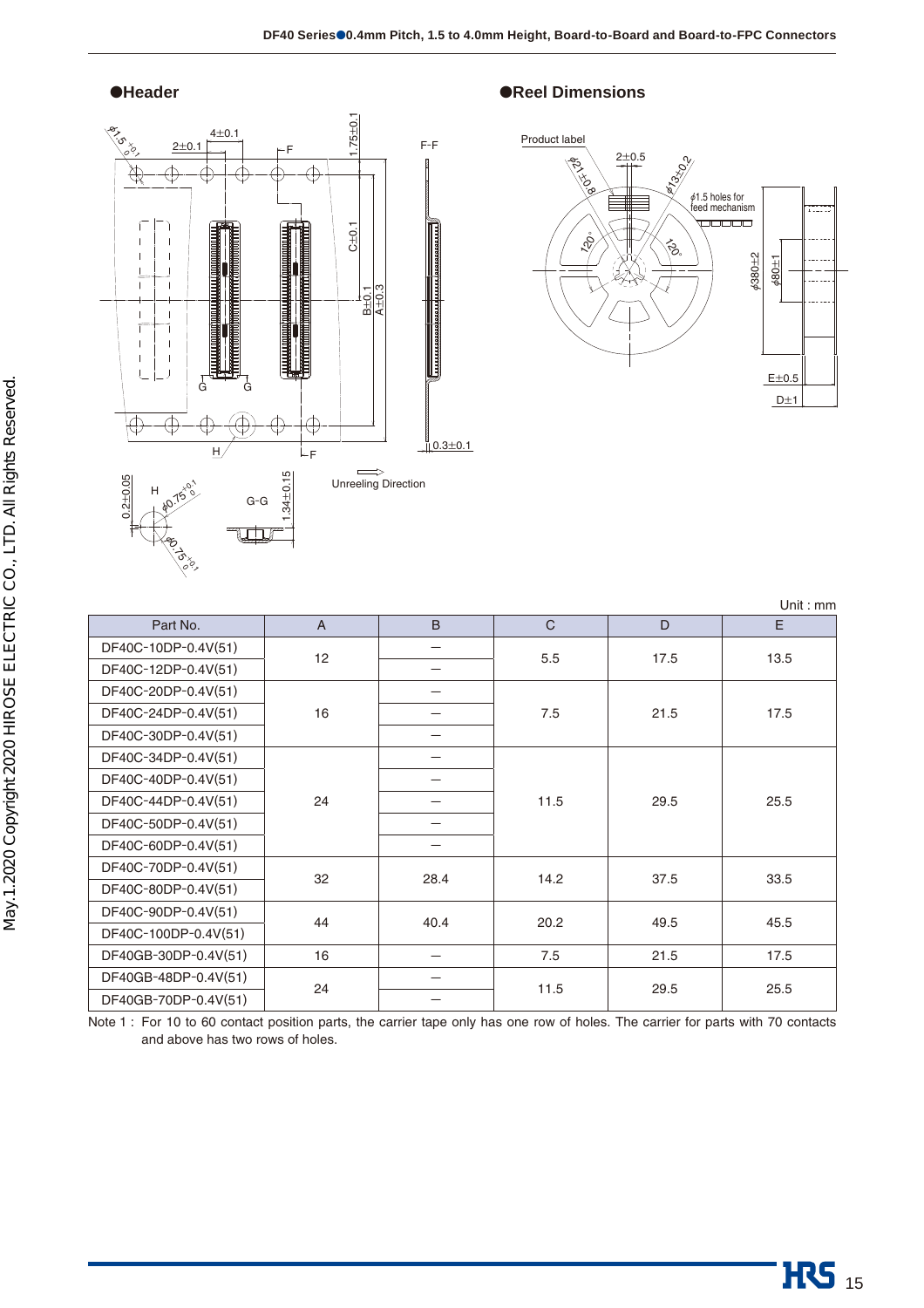## ●Header

## ●Reel Dimensions

Unit : mm

| Part No. | A | B | C | D | E |
|---|---|---|---|---|---|
| DF40C-10DP-0.4V(51) | 12 | – | 5.5 | 17.5 | 13.5 |
| DF40C-12DP-0.4V(51) | | – | | | |
| DF40C-20DP-0.4V(51) | 16 | – | 7.5 | 21.5 | 17.5 |
| DF40C-24DP-0.4V(51) | | – | | | |
| DF40C-30DP-0.4V(51) | | – | | | |
| DF40C-34DP-0.4V(51) | 24 | – | 11.5 | 29.5 | 25.5 |
| DF40C-40DP-0.4V(51) | | – | | | |
| DF40C-44DP-0.4V(51) | | – | | | |
| DF40C-50DP-0.4V(51) | | – | | | |
| DF40C-60DP-0.4V(51) | | – | | | |
| DF40C-70DP-0.4V(51) | 32 | 28.4 | 14.2 | 37.5 | 33.5 |
| DF40C-80DP-0.4V(51) | | | | | |
| DF40C-90DP-0.4V(51) | 44 | 40.4 | 20.2 | 49.5 | 45.5 |
| DF40C-100DP-0.4V(51) | | | | | |
| DF40GB-30DP-0.4V(51) | 16 | – | 7.5 | 21.5 | 17.5 |
| DF40GB-48DP-0.4V(51) | 24 | – | 11.5 | 29.5 | 25.5 |
| DF40GB-70DP-0.4V(51) | | – | | | |

Note 1 : For 10 to 60 contact position parts, the carrier tape only has one row of holes. The carrier for parts with 70 contacts and above has two rows of holes.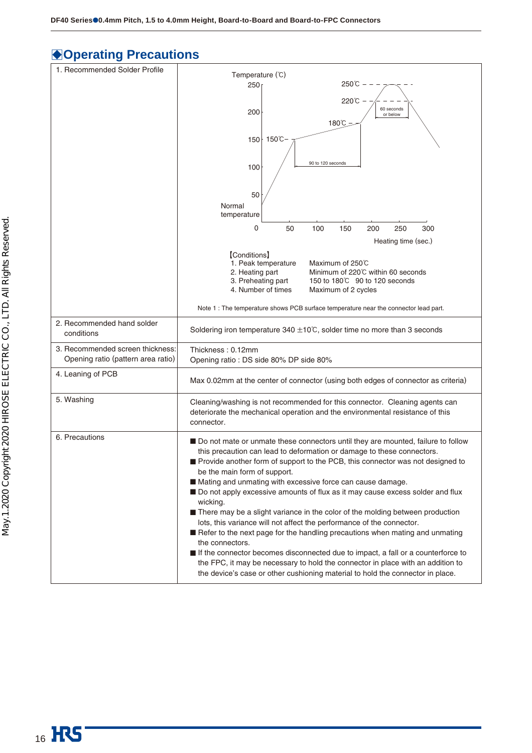## ◆Operating Precautions

| | |
|---|---|
| 1. Recommended Solder Profile | Temperature (℃): 250℃ peak; 220℃; 180℃; 150℃; 60 seconds or below; 90 to 120 seconds; Normal temperature; Heating time (sec.)<br><br>【Conditions】<br>1. Peak temperature — Maximum of 250℃<br>2. Heating part — Minimum of 220℃ within 60 seconds<br>3. Preheating part — 150 to 180℃ 90 to 120 seconds<br>4. Number of times — Maximum of 2 cycles<br><br>Note 1 : The temperature shows PCB surface temperature near the connector lead part. |
| 2. Recommended hand solder conditions | Soldering iron temperature 340 ±10℃, solder time no more than 3 seconds |
| 3. Recommended screen thickness: Opening ratio (pattern area ratio) | Thickness : 0.12mm<br>Opening ratio : DS side 80% DP side 80% |
| 4. Leaning of PCB | Max 0.02mm at the center of connector (using both edges of connector as criteria) |
| 5. Washing | Cleaning/washing is not recommended for this connector. Cleaning agents can deteriorate the mechanical operation and the environmental resistance of this connector. |
| 6. Precautions | ■ Do not mate or unmate these connectors until they are mounted, failure to follow this precaution can lead to deformation or damage to these connectors.<br>■ Provide another form of support to the PCB, this connector was not designed to be the main form of support.<br>■ Mating and unmating with excessive force can cause damage.<br>■ Do not apply excessive amounts of flux as it may cause excess solder and flux wicking.<br>■ There may be a slight variance in the color of the molding between production lots, this variance will not affect the performance of the connector.<br>■ Refer to the next page for the handling precautions when mating and unmating the connectors.<br>■ If the connector becomes disconnected due to impact, a fall or a counterforce to the FPC, it may be necessary to hold the connector in place with an addition to the device's case or other cushioning material to hold the connector in place. |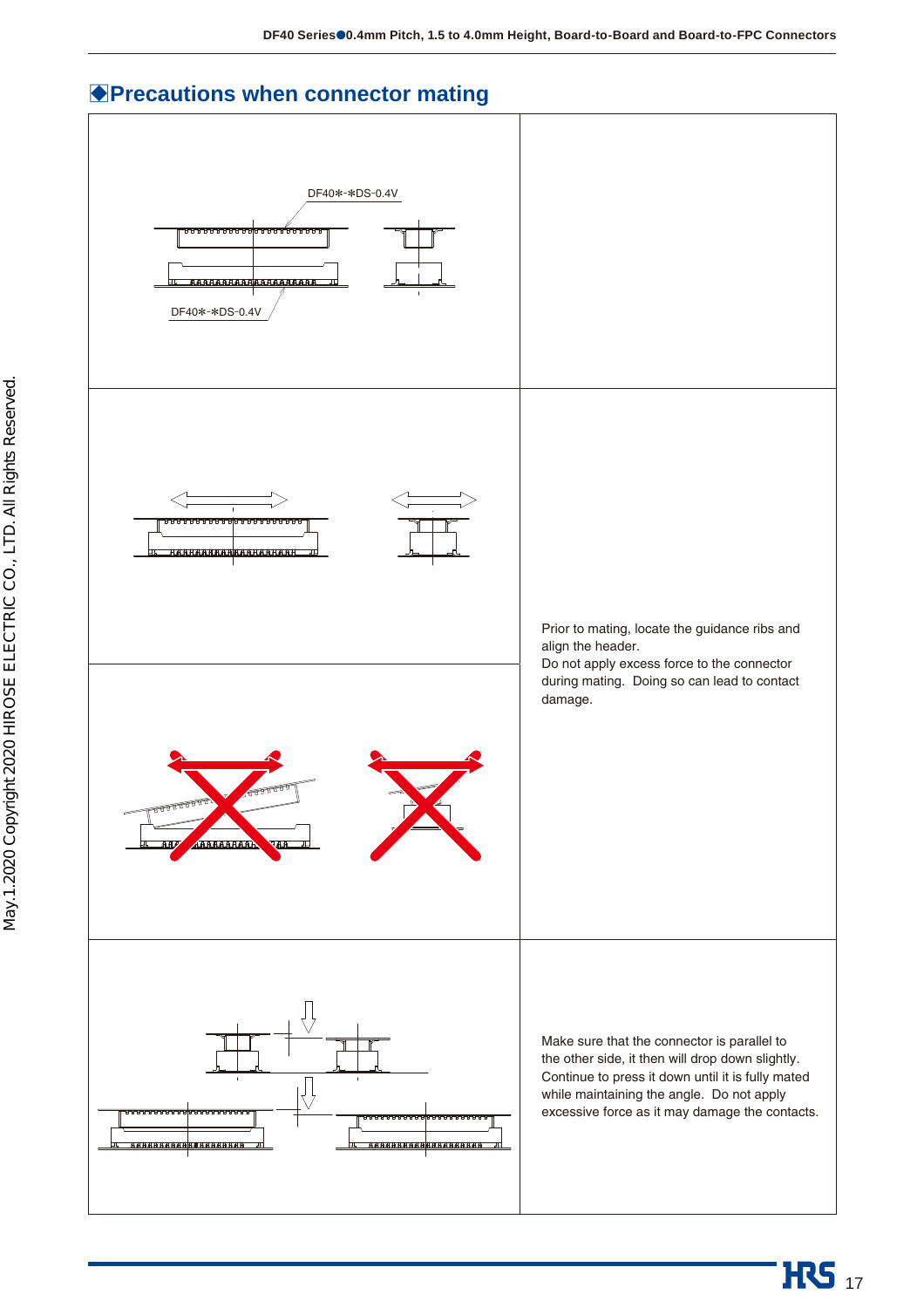## ◆Precautions when connector mating

DF40✻-✻DS-0.4V

DF40✻-✻DS-0.4V

Prior to mating, locate the guidance ribs and align the header.
Do not apply excess force to the connector during mating. Doing so can lead to contact damage.

Make sure that the connector is parallel to the other side, it then will drop down slightly. Continue to press it down until it is fully mated while maintaining the angle. Do not apply excessive force as it may damage the contacts.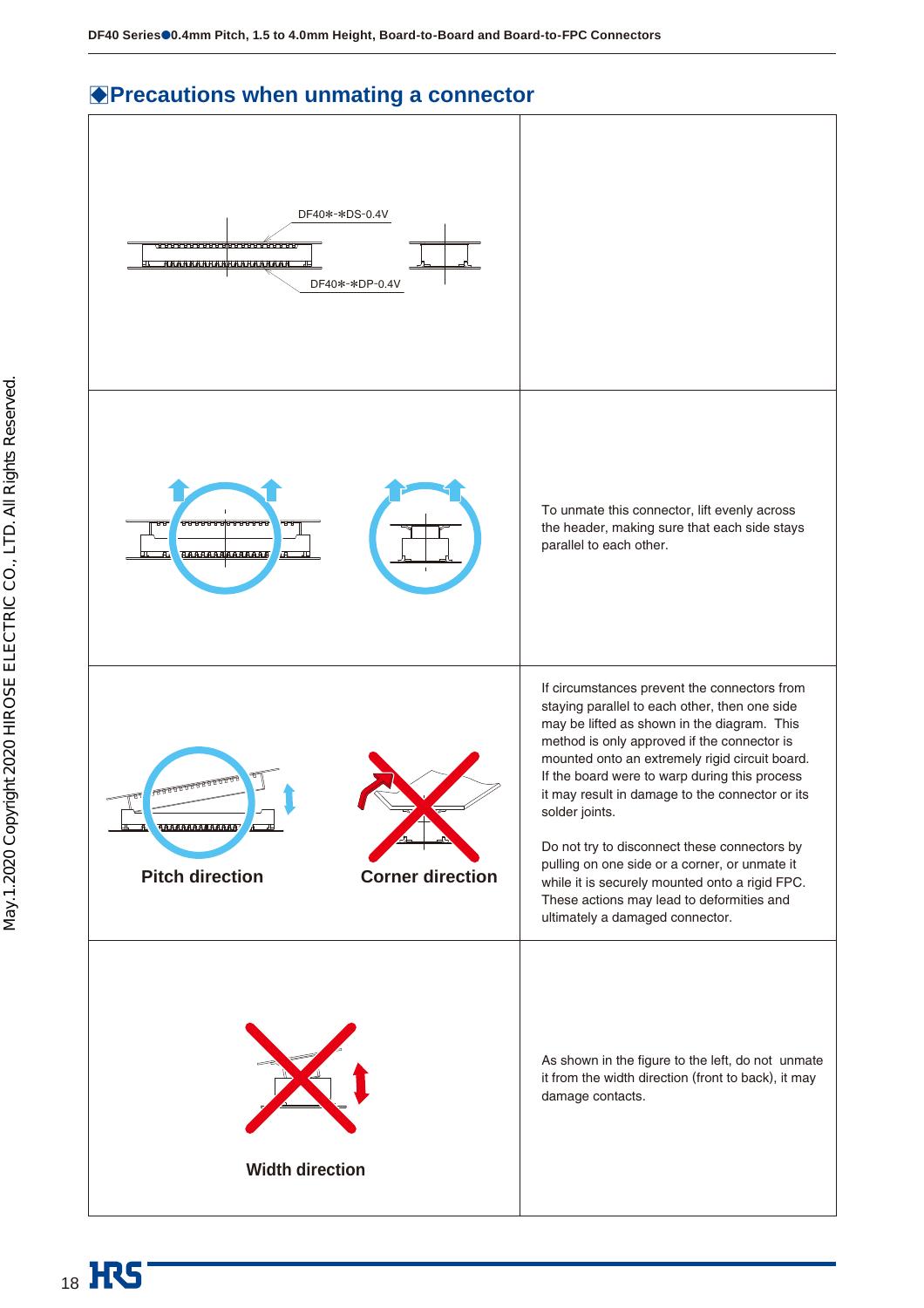## ◆Precautions when unmating a connector

| | |
|---|---|
| DF40✻-✻DS-0.4V<br>DF40✻-✻DP-0.4V | |
| | To unmate this connector, lift evenly across the header, making sure that each side stays parallel to each other. |
| Pitch direction<br>Corner direction | If circumstances prevent the connectors from staying parallel to each other, then one side may be lifted as shown in the diagram. This method is only approved if the connector is mounted onto an extremely rigid circuit board. If the board were to warp during this process it may result in damage to the connector or its solder joints.<br><br>Do not try to disconnect these connectors by pulling on one side or a corner, or unmate it while it is securely mounted onto a rigid FPC. These actions may lead to deformities and ultimately a damaged connector. |
| Width direction | As shown in the figure to the left, do not unmate it from the width direction (front to back), it may damage contacts. |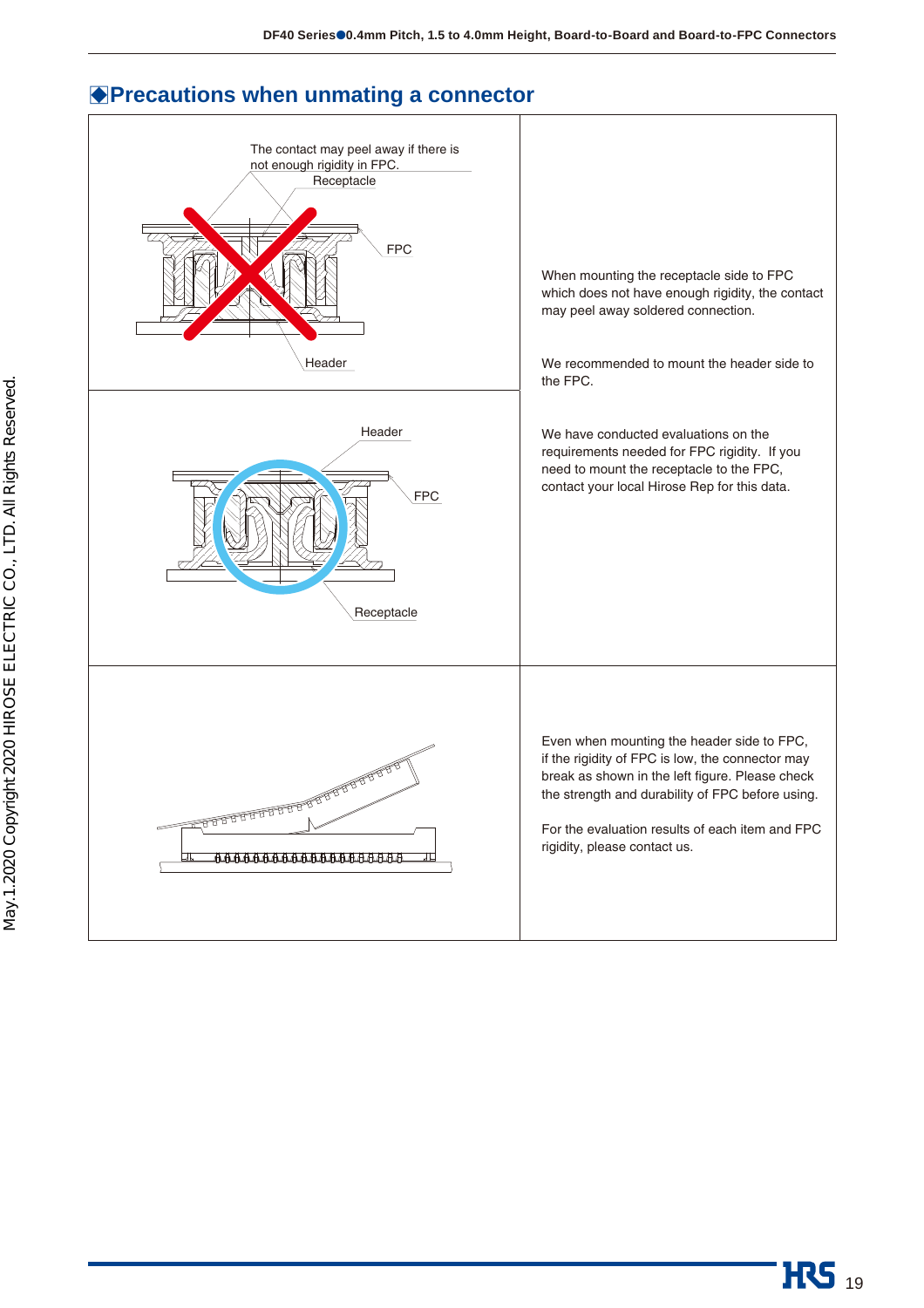## ◆Precautions when unmating a connector

The contact may peel away if there is not enough rigidity in FPC.

Receptacle

FPC

Header

When mounting the receptacle side to FPC which does not have enough rigidity, the contact may peel away soldered connection.

We recommended to mount the header side to the FPC.

Header

FPC

Receptacle

We have conducted evaluations on the requirements needed for FPC rigidity. If you need to mount the receptacle to the FPC, contact your local Hirose Rep for this data.

Even when mounting the header side to FPC, if the rigidity of FPC is low, the connector may break as shown in the left figure. Please check the strength and durability of FPC before using.

For the evaluation results of each item and FPC rigidity, please contact us.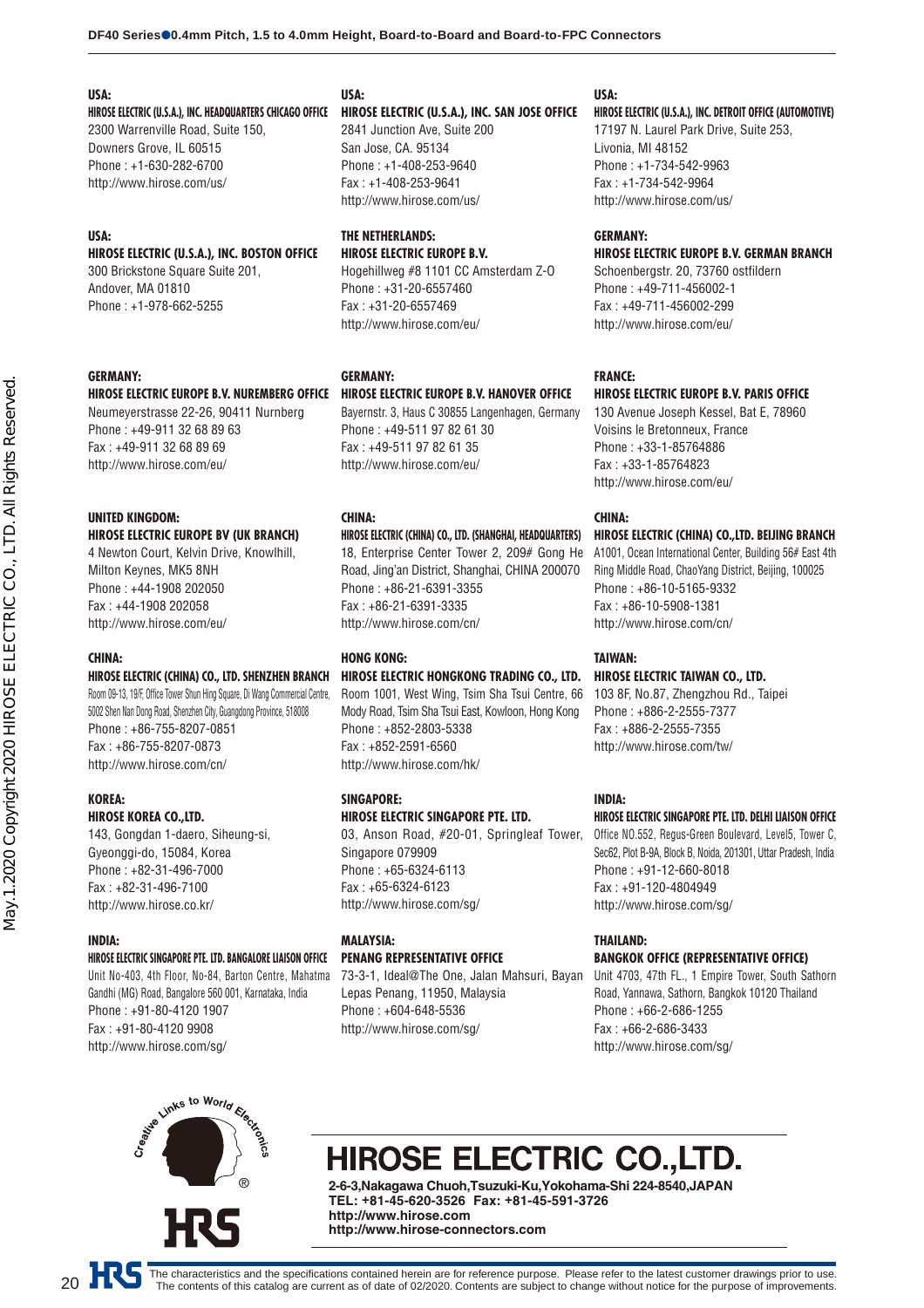**USA:**
**HIROSE ELECTRIC (U.S.A.), INC. HEADQUARTERS CHICAGO OFFICE**
2300 Warrenville Road, Suite 150,
Downers Grove, IL 60515
Phone : +1-630-282-6700
http://www.hirose.com/us/

**USA:**
**HIROSE ELECTRIC (U.S.A.), INC. SAN JOSE OFFICE**
2841 Junction Ave, Suite 200
San Jose, CA. 95134
Phone : +1-408-253-9640
Fax : +1-408-253-9641
http://www.hirose.com/us/

**USA:**
**HIROSE ELECTRIC (U.S.A.), INC. DETROIT OFFICE (AUTOMOTIVE)**
17197 N. Laurel Park Drive, Suite 253,
Livonia, MI 48152
Phone : +1-734-542-9963
Fax : +1-734-542-9964
http://www.hirose.com/us/

**USA:**
**HIROSE ELECTRIC (U.S.A.), INC. BOSTON OFFICE**
300 Brickstone Square Suite 201,
Andover, MA 01810
Phone : +1-978-662-5255

**THE NETHERLANDS:**
**HIROSE ELECTRIC EUROPE B.V.**
Hogehillweg #8 1101 CC Amsterdam Z-O
Phone : +31-20-6557460
Fax : +31-20-6557469
http://www.hirose.com/eu/

**GERMANY:**
**HIROSE ELECTRIC EUROPE B.V. GERMAN BRANCH**
Schoenbergstr. 20, 73760 ostfildern
Phone : +49-711-456002-1
Fax : +49-711-456002-299
http://www.hirose.com/eu/

**GERMANY:**
**HIROSE ELECTRIC EUROPE B.V. NUREMBERG OFFICE**
Neumeyerstrasse 22-26, 90411 Nurnberg
Phone : +49-911 32 68 89 63
Fax : +49-911 32 68 89 69
http://www.hirose.com/eu/

**GERMANY:**
**HIROSE ELECTRIC EUROPE B.V. HANOVER OFFICE**
Bayernstr. 3, Haus C 30855 Langenhagen, Germany
Phone : +49-511 97 82 61 30
Fax : +49-511 97 82 61 35
http://www.hirose.com/eu/

**FRANCE:**
**HIROSE ELECTRIC EUROPE B.V. PARIS OFFICE**
130 Avenue Joseph Kessel, Bat E, 78960
Voisins le Bretonneux, France
Phone : +33-1-85764886
Fax : +33-1-85764823
http://www.hirose.com/eu/

**UNITED KINGDOM:**
**HIROSE ELECTRIC EUROPE BV (UK BRANCH)**
4 Newton Court, Kelvin Drive, Knowlhill,
Milton Keynes, MK5 8NH
Phone : +44-1908 202050
Fax : +44-1908 202058
http://www.hirose.com/eu/

**CHINA:**
**HIROSE ELECTRIC (CHINA) CO., LTD. (SHANGHAI, HEADQUARTERS)**
18, Enterprise Center Tower 2, 209# Gong He Road, Jing'an District, Shanghai, CHINA 200070
Phone : +86-21-6391-3355
Fax : +86-21-6391-3335
http://www.hirose.com/cn/

**CHINA:**
**HIROSE ELECTRIC (CHINA) CO.,LTD. BEIJING BRANCH**
A1001, Ocean International Center, Building 56# East 4th Ring Middle Road, ChaoYang District, Beijing, 100025
Phone : +86-10-5165-9332
Fax : +86-10-5908-1381
http://www.hirose.com/cn/

**CHINA:**
**HIROSE ELECTRIC (CHINA) CO., LTD. SHENZHEN BRANCH**
Room 09-13, 19/F, Office Tower Shun Hing Square, Di Wang Commercial Centre, 5002 Shen Nan Dong Road, Shenzhen City, Guangdong Province, 518008
Phone : +86-755-8207-0851
Fax : +86-755-8207-0873
http://www.hirose.com/cn/

**HONG KONG:**
**HIROSE ELECTRIC HONGKONG TRADING CO., LTD.**
Room 1001, West Wing, Tsim Sha Tsui Centre, 66 Mody Road, Tsim Sha Tsui East, Kowloon, Hong Kong
Phone : +852-2803-5338
Fax : +852-2591-6560
http://www.hirose.com/hk/

**TAIWAN:**
**HIROSE ELECTRIC TAIWAN CO., LTD.**
103 8F, No.87, Zhengzhou Rd., Taipei
Phone : +886-2-2555-7377
Fax : +886-2-2555-7355
http://www.hirose.com/tw/

**KOREA:**
**HIROSE KOREA CO.,LTD.**
143, Gongdan 1-daero, Siheung-si,
Gyeonggi-do, 15084, Korea
Phone : +82-31-496-7000
Fax : +82-31-496-7100
http://www.hirose.co.kr/

**SINGAPORE:**
**HIROSE ELECTRIC SINGAPORE PTE. LTD.**
03, Anson Road, #20-01, Springleaf Tower,
Singapore 079909
Phone : +65-6324-6113
Fax : +65-6324-6123
http://www.hirose.com/sg/

**INDIA:**
**HIROSE ELECTRIC SINGAPORE PTE. LTD. DELHI LIAISON OFFICE**
Office NO.552, Regus-Green Boulevard, Level5, Tower C, Sec62, Plot B-9A, Block B, Noida, 201301, Uttar Pradesh, India
Phone : +91-12-660-8018
Fax : +91-120-4804949
http://www.hirose.com/sg/

**INDIA:**
**HIROSE ELECTRIC SINGAPORE PTE. LTD. BANGALORE LIAISON OFFICE**
Unit No-403, 4th Floor, No-84, Barton Centre, Mahatma Gandhi (MG) Road, Bangalore 560 001, Karnataka, India
Phone : +91-80-4120 1907
Fax : +91-80-4120 9908
http://www.hirose.com/sg/

**MALAYSIA:**
**PENANG REPRESENTATIVE OFFICE**
73-3-1, Ideal@The One, Jalan Mahsuri, Bayan Lepas Penang, 11950, Malaysia
Phone : +604-648-5536
http://www.hirose.com/sg/

**THAILAND:**
**BANGKOK OFFICE (REPRESENTATIVE OFFICE)**
Unit 4703, 47th FL., 1 Empire Tower, South Sathorn Road, Yannawa, Sathorn, Bangkok 10120 Thailand
Phone : +66-2-686-1255
Fax : +66-2-686-3433
http://www.hirose.com/sg/

Creative Links to World Electronics ®

HRS

# HIROSE ELECTRIC CO.,LTD.

**2-6-3,Nakagawa Chuoh,Tsuzuki-Ku,Yokohama-Shi 224-8540,JAPAN**
**TEL: +81-45-620-3526 Fax: +81-45-591-3726**
**http://www.hirose.com**
**http://www.hirose-connectors.com**

May.1.2020 Copyright 2020 HIROSE ELECTRIC CO., LTD. All Rights Reserved.

The characteristics and the specifications contained herein are for reference purpose. Please refer to the latest customer drawings prior to use.
The contents of this catalog are current as of date of 02/2020. Contents are subject to change without notice for the purpose of improvements.